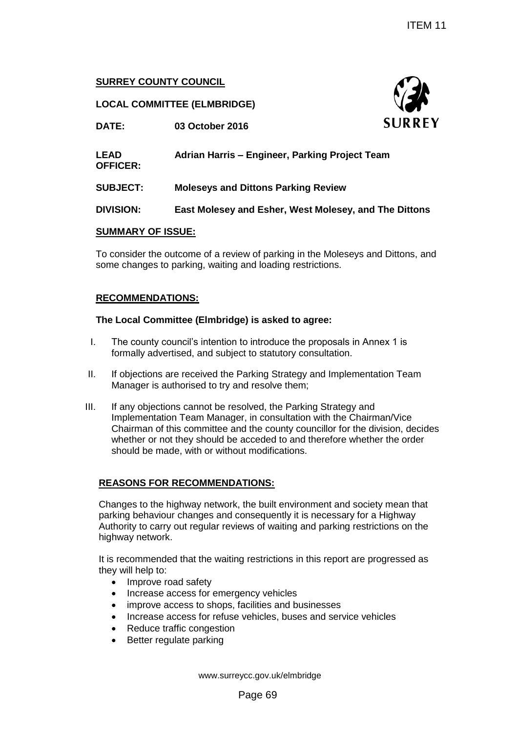ITEM 11

**SURREY COUNTY COUNCIL**

**LOCAL COMMITTEE (ELMBRIDGE)**

**DATE:** **03 October 2016**

**LEAD OFFICER:** **Adrian Harris – Engineer, Parking Project Team**

**SUBJECT:** **Moleseys and Dittons Parking Review**

**DIVISION:** **East Molesey and Esher, West Molesey, and The Dittons**

**SUMMARY OF ISSUE:**

To consider the outcome of a review of parking in the Moleseys and Dittons, and some changes to parking, waiting and loading restrictions.

**RECOMMENDATIONS:**

**The Local Committee (Elmbridge) is asked to agree:**

I. The county council's intention to introduce the proposals in Annex 1 is formally advertised, and subject to statutory consultation.

II. If objections are received the Parking Strategy and Implementation Team Manager is authorised to try and resolve them;

III. If any objections cannot be resolved, the Parking Strategy and Implementation Team Manager, in consultation with the Chairman/Vice Chairman of this committee and the county councillor for the division, decides whether or not they should be acceded to and therefore whether the order should be made, with or without modifications.

**REASONS FOR RECOMMENDATIONS:**

Changes to the highway network, the built environment and society mean that parking behaviour changes and consequently it is necessary for a Highway Authority to carry out regular reviews of waiting and parking restrictions on the highway network.

It is recommended that the waiting restrictions in this report are progressed as they will help to:

- Improve road safety
- Increase access for emergency vehicles
- improve access to shops, facilities and businesses
- Increase access for refuse vehicles, buses and service vehicles
- Reduce traffic congestion
- Better regulate parking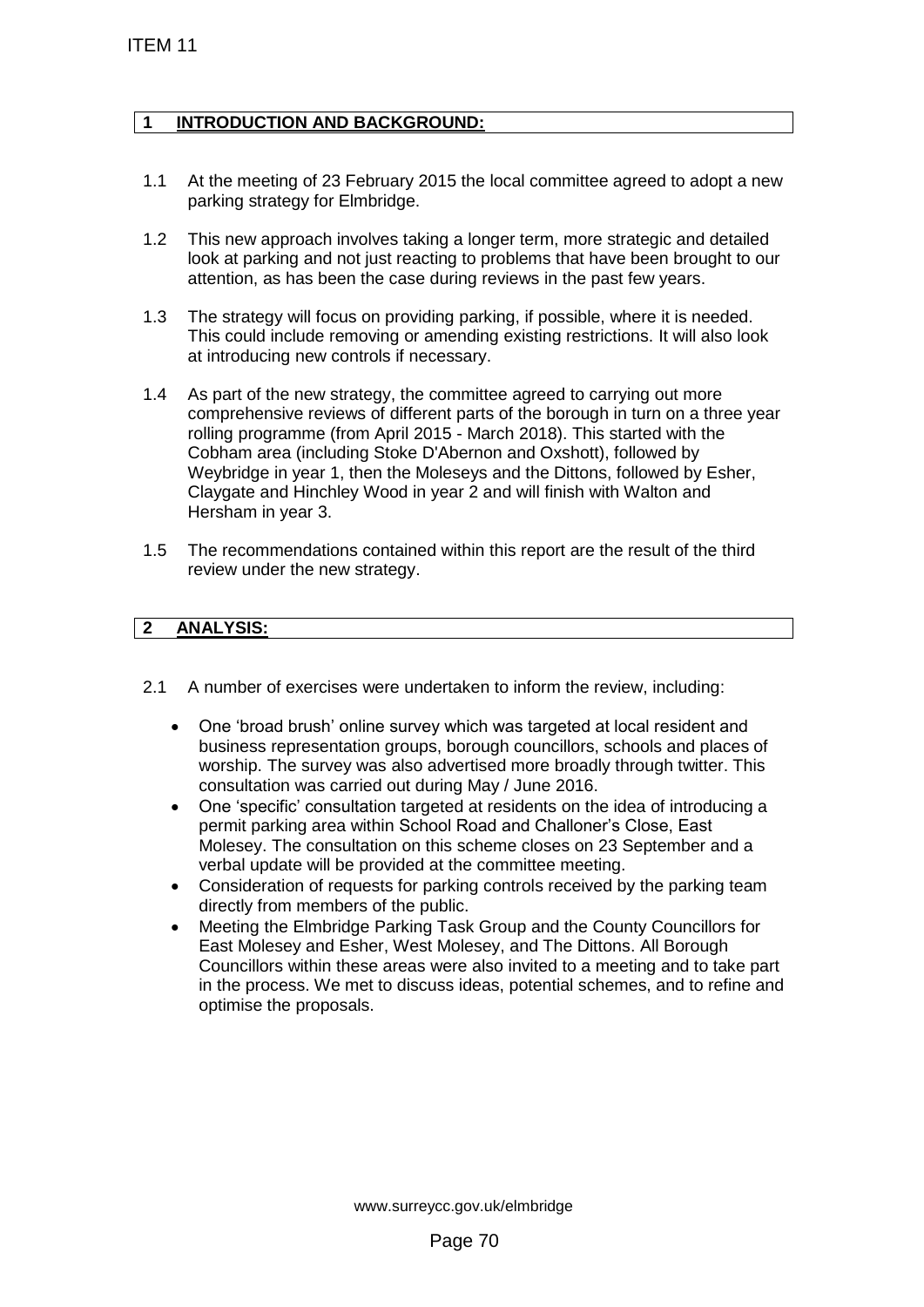## 1 INTRODUCTION AND BACKGROUND:

1.1 At the meeting of 23 February 2015 the local committee agreed to adopt a new parking strategy for Elmbridge.

1.2 This new approach involves taking a longer term, more strategic and detailed look at parking and not just reacting to problems that have been brought to our attention, as has been the case during reviews in the past few years.

1.3 The strategy will focus on providing parking, if possible, where it is needed. This could include removing or amending existing restrictions. It will also look at introducing new controls if necessary.

1.4 As part of the new strategy, the committee agreed to carrying out more comprehensive reviews of different parts of the borough in turn on a three year rolling programme (from April 2015 - March 2018). This started with the Cobham area (including Stoke D'Abernon and Oxshott), followed by Weybridge in year 1, then the Moleseys and the Dittons, followed by Esher, Claygate and Hinchley Wood in year 2 and will finish with Walton and Hersham in year 3.

1.5 The recommendations contained within this report are the result of the third review under the new strategy.

## 2 ANALYSIS:

2.1 A number of exercises were undertaken to inform the review, including:

- One 'broad brush' online survey which was targeted at local resident and business representation groups, borough councillors, schools and places of worship. The survey was also advertised more broadly through twitter. This consultation was carried out during May / June 2016.
- One 'specific' consultation targeted at residents on the idea of introducing a permit parking area within School Road and Challoner's Close, East Molesey. The consultation on this scheme closes on 23 September and a verbal update will be provided at the committee meeting.
- Consideration of requests for parking controls received by the parking team directly from members of the public.
- Meeting the Elmbridge Parking Task Group and the County Councillors for East Molesey and Esher, West Molesey, and The Dittons. All Borough Councillors within these areas were also invited to a meeting and to take part in the process. We met to discuss ideas, potential schemes, and to refine and optimise the proposals.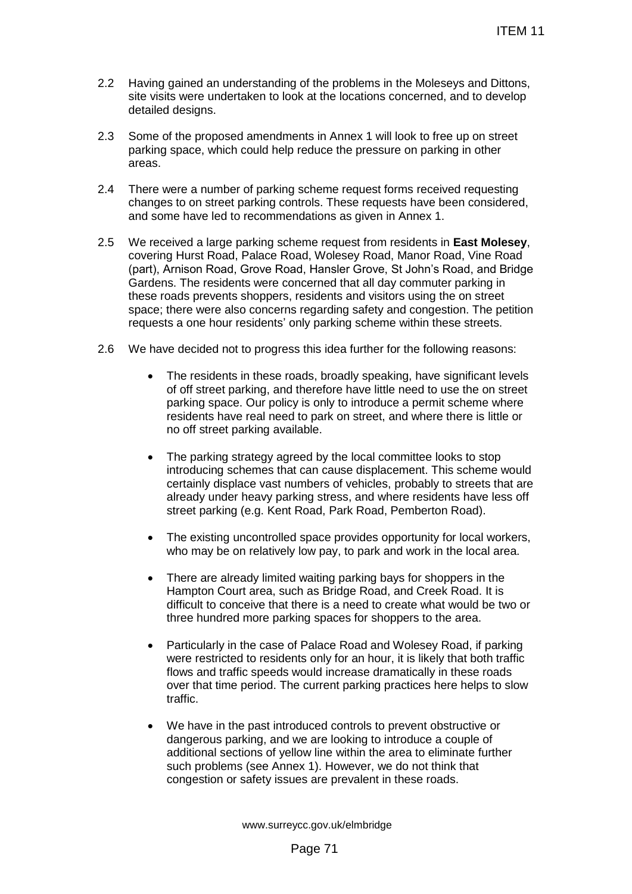2.2 Having gained an understanding of the problems in the Moleseys and Dittons, site visits were undertaken to look at the locations concerned, and to develop detailed designs.

2.3 Some of the proposed amendments in Annex 1 will look to free up on street parking space, which could help reduce the pressure on parking in other areas.

2.4 There were a number of parking scheme request forms received requesting changes to on street parking controls. These requests have been considered, and some have led to recommendations as given in Annex 1.

2.5 We received a large parking scheme request from residents in **East Molesey**, covering Hurst Road, Palace Road, Wolesey Road, Manor Road, Vine Road (part), Arnison Road, Grove Road, Hansler Grove, St John's Road, and Bridge Gardens. The residents were concerned that all day commuter parking in these roads prevents shoppers, residents and visitors using the on street space; there were also concerns regarding safety and congestion. The petition requests a one hour residents' only parking scheme within these streets.

2.6 We have decided not to progress this idea further for the following reasons:

- The residents in these roads, broadly speaking, have significant levels of off street parking, and therefore have little need to use the on street parking space. Our policy is only to introduce a permit scheme where residents have real need to park on street, and where there is little or no off street parking available.

- The parking strategy agreed by the local committee looks to stop introducing schemes that can cause displacement. This scheme would certainly displace vast numbers of vehicles, probably to streets that are already under heavy parking stress, and where residents have less off street parking (e.g. Kent Road, Park Road, Pemberton Road).

- The existing uncontrolled space provides opportunity for local workers, who may be on relatively low pay, to park and work in the local area.

- There are already limited waiting parking bays for shoppers in the Hampton Court area, such as Bridge Road, and Creek Road. It is difficult to conceive that there is a need to create what would be two or three hundred more parking spaces for shoppers to the area.

- Particularly in the case of Palace Road and Wolesey Road, if parking were restricted to residents only for an hour, it is likely that both traffic flows and traffic speeds would increase dramatically in these roads over that time period. The current parking practices here helps to slow traffic.

- We have in the past introduced controls to prevent obstructive or dangerous parking, and we are looking to introduce a couple of additional sections of yellow line within the area to eliminate further such problems (see Annex 1). However, we do not think that congestion or safety issues are prevalent in these roads.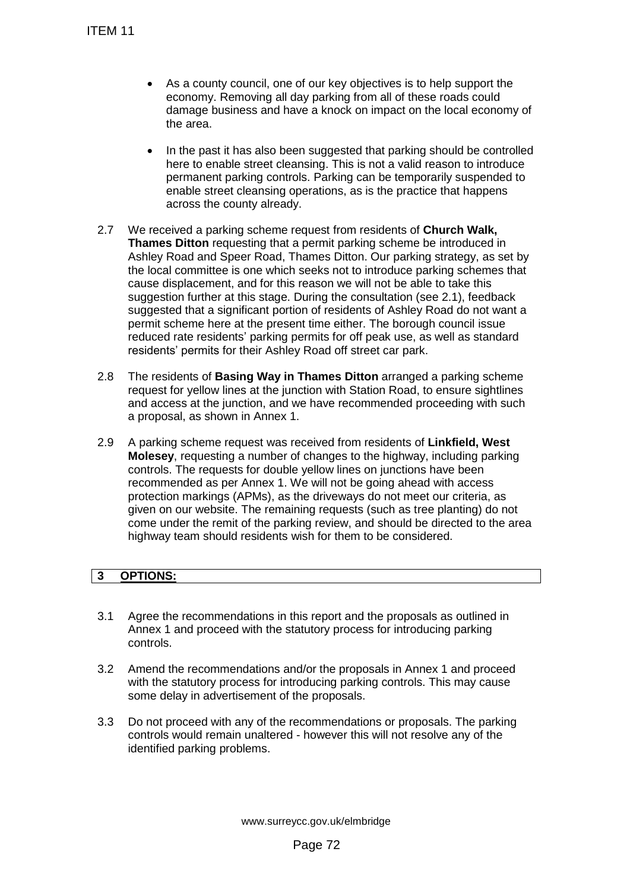- As a county council, one of our key objectives is to help support the economy. Removing all day parking from all of these roads could damage business and have a knock on impact on the local economy of the area.

- In the past it has also been suggested that parking should be controlled here to enable street cleansing. This is not a valid reason to introduce permanent parking controls. Parking can be temporarily suspended to enable street cleansing operations, as is the practice that happens across the county already.

2.7 We received a parking scheme request from residents of **Church Walk, Thames Ditton** requesting that a permit parking scheme be introduced in Ashley Road and Speer Road, Thames Ditton. Our parking strategy, as set by the local committee is one which seeks not to introduce parking schemes that cause displacement, and for this reason we will not be able to take this suggestion further at this stage. During the consultation (see 2.1), feedback suggested that a significant portion of residents of Ashley Road do not want a permit scheme here at the present time either. The borough council issue reduced rate residents' parking permits for off peak use, as well as standard residents' permits for their Ashley Road off street car park.

2.8 The residents of **Basing Way in Thames Ditton** arranged a parking scheme request for yellow lines at the junction with Station Road, to ensure sightlines and access at the junction, and we have recommended proceeding with such a proposal, as shown in Annex 1.

2.9 A parking scheme request was received from residents of **Linkfield, West Molesey**, requesting a number of changes to the highway, including parking controls. The requests for double yellow lines on junctions have been recommended as per Annex 1. We will not be going ahead with access protection markings (APMs), as the driveways do not meet our criteria, as given on our website. The remaining requests (such as tree planting) do not come under the remit of the parking review, and should be directed to the area highway team should residents wish for them to be considered.

## 3 OPTIONS:

3.1 Agree the recommendations in this report and the proposals as outlined in Annex 1 and proceed with the statutory process for introducing parking controls.

3.2 Amend the recommendations and/or the proposals in Annex 1 and proceed with the statutory process for introducing parking controls. This may cause some delay in advertisement of the proposals.

3.3 Do not proceed with any of the recommendations or proposals. The parking controls would remain unaltered - however this will not resolve any of the identified parking problems.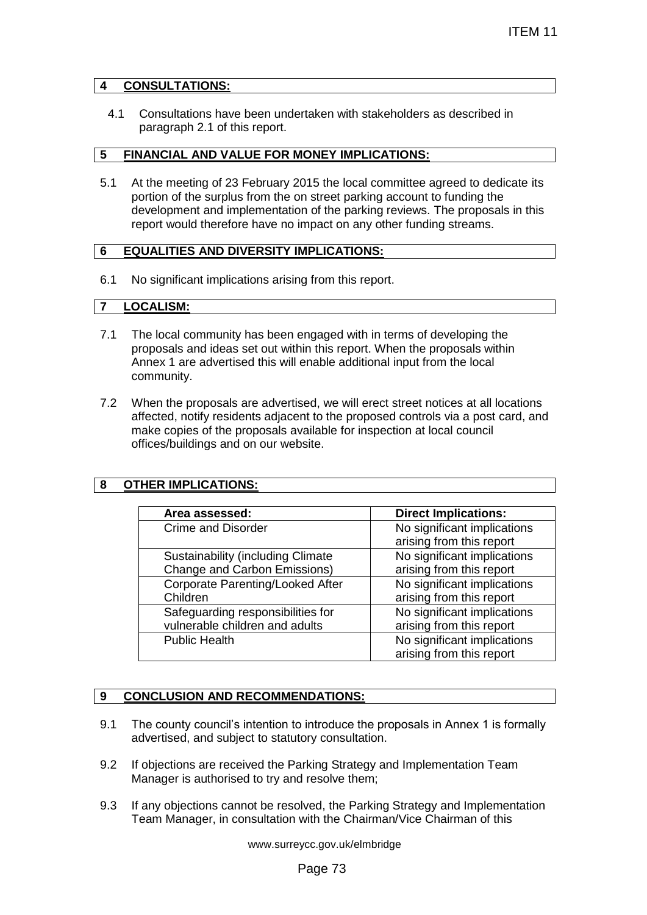## 4 CONSULTATIONS:

4.1 Consultations have been undertaken with stakeholders as described in paragraph 2.1 of this report.

## 5 FINANCIAL AND VALUE FOR MONEY IMPLICATIONS:

5.1 At the meeting of 23 February 2015 the local committee agreed to dedicate its portion of the surplus from the on street parking account to funding the development and implementation of the parking reviews. The proposals in this report would therefore have no impact on any other funding streams.

## 6 EQUALITIES AND DIVERSITY IMPLICATIONS:

6.1 No significant implications arising from this report.

## 7 LOCALISM:

7.1 The local community has been engaged with in terms of developing the proposals and ideas set out within this report. When the proposals within Annex 1 are advertised this will enable additional input from the local community.

7.2 When the proposals are advertised, we will erect street notices at all locations affected, notify residents adjacent to the proposed controls via a post card, and make copies of the proposals available for inspection at local council offices/buildings and on our website.

## 8 OTHER IMPLICATIONS:

| Area assessed: | Direct Implications: |
|---|---|
| Crime and Disorder | No significant implications arising from this report |
| Sustainability (including Climate Change and Carbon Emissions) | No significant implications arising from this report |
| Corporate Parenting/Looked After Children | No significant implications arising from this report |
| Safeguarding responsibilities for vulnerable children and adults | No significant implications arising from this report |
| Public Health | No significant implications arising from this report |

## 9 CONCLUSION AND RECOMMENDATIONS:

9.1 The county council's intention to introduce the proposals in Annex 1 is formally advertised, and subject to statutory consultation.

9.2 If objections are received the Parking Strategy and Implementation Team Manager is authorised to try and resolve them;

9.3 If any objections cannot be resolved, the Parking Strategy and Implementation Team Manager, in consultation with the Chairman/Vice Chairman of this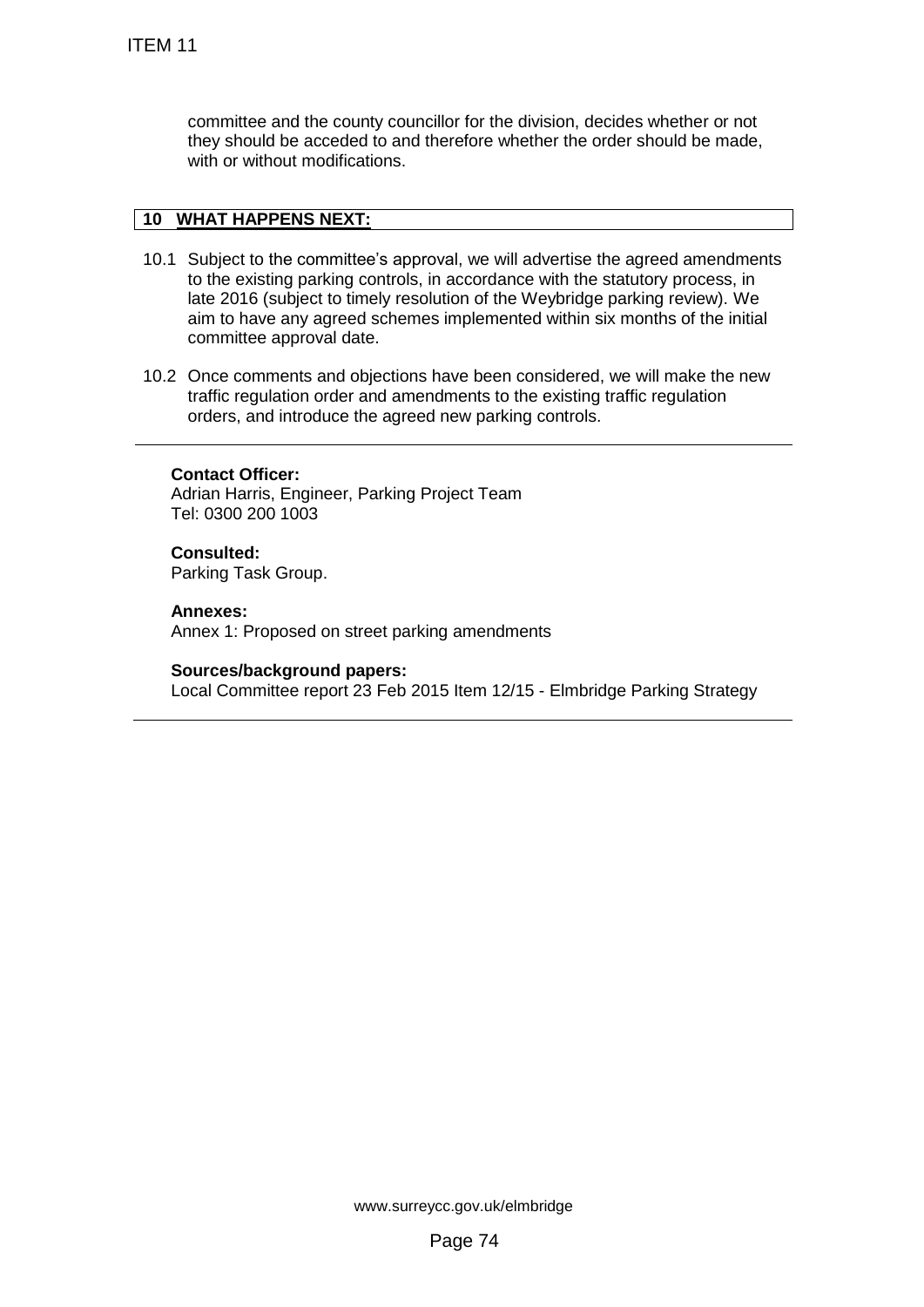committee and the county councillor for the division, decides whether or not they should be acceded to and therefore whether the order should be made, with or without modifications.

## 10 WHAT HAPPENS NEXT:

10.1 Subject to the committee's approval, we will advertise the agreed amendments to the existing parking controls, in accordance with the statutory process, in late 2016 (subject to timely resolution of the Weybridge parking review). We aim to have any agreed schemes implemented within six months of the initial committee approval date.

10.2 Once comments and objections have been considered, we will make the new traffic regulation order and amendments to the existing traffic regulation orders, and introduce the agreed new parking controls.

---

**Contact Officer:**
Adrian Harris, Engineer, Parking Project Team
Tel: 0300 200 1003

**Consulted:**
Parking Task Group.

**Annexes:**
Annex 1: Proposed on street parking amendments

**Sources/background papers:**
Local Committee report 23 Feb 2015 Item 12/15 - Elmbridge Parking Strategy

---